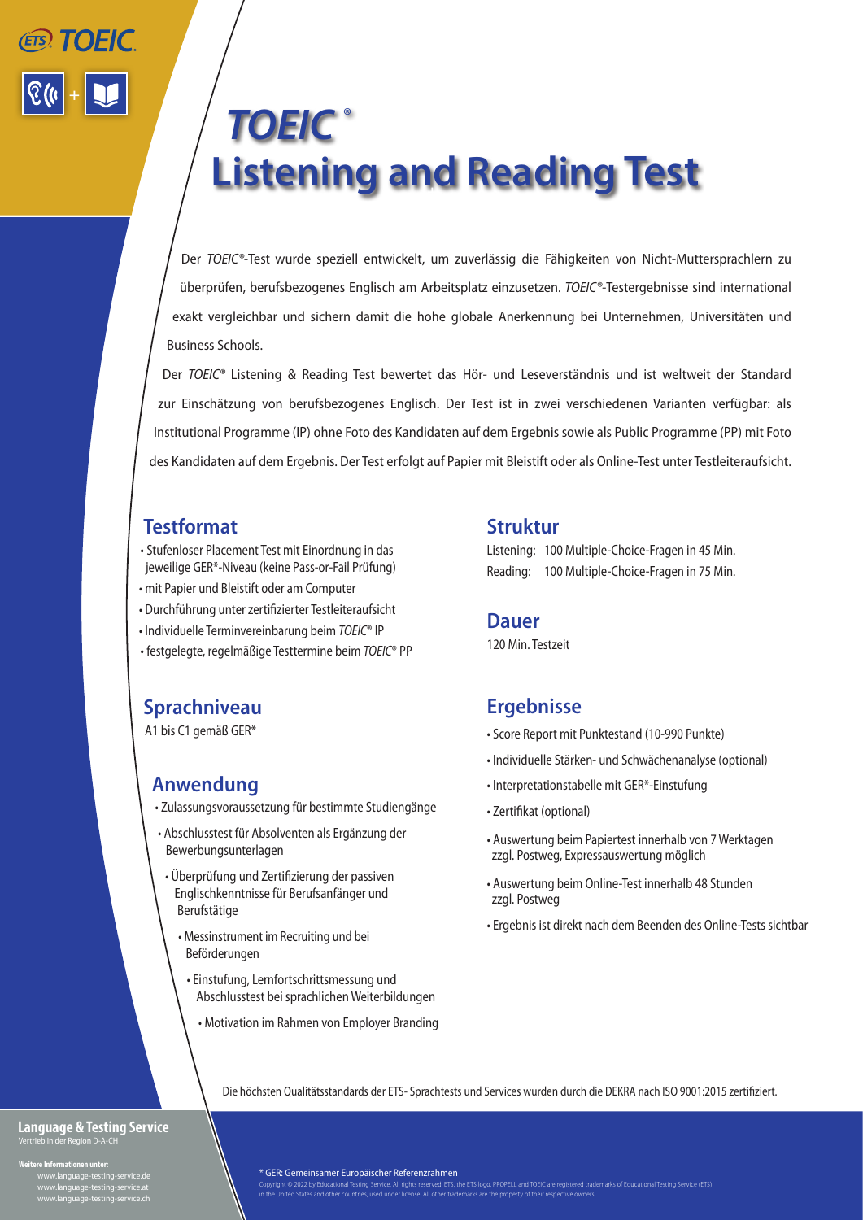# *TOEIC*®
# Listening and Reading Test

Der *TOEIC*®-Test wurde speziell entwickelt, um zuverlässig die Fähigkeiten von Nicht-Muttersprachlern zu überprüfen, berufsbezogenes Englisch am Arbeitsplatz einzusetzen. *TOEIC*®-Testergebnisse sind international exakt vergleichbar und sichern damit die hohe globale Anerkennung bei Unternehmen, Universitäten und Business Schools.

Der *TOEIC*® Listening & Reading Test bewertet das Hör- und Leseverständnis und ist weltweit der Standard zur Einschätzung von berufsbezogenes Englisch. Der Test ist in zwei verschiedenen Varianten verfügbar: als Institutional Programme (IP) ohne Foto des Kandidaten auf dem Ergebnis sowie als Public Programme (PP) mit Foto des Kandidaten auf dem Ergebnis. Der Test erfolgt auf Papier mit Bleistift oder als Online-Test unter Testleiteraufsicht.

## Testformat

- Stufenloser Placement Test mit Einordnung in das jeweilige GER*-Niveau (keine Pass-or-Fail Prüfung)
- mit Papier und Bleistift oder am Computer
- Durchführung unter zertifizierter Testleiteraufsicht
- Individuelle Terminvereinbarung beim *TOEIC*® IP
- festgelegte, regelmäßige Testtermine beim *TOEIC*® PP

## Sprachniveau

A1 bis C1 gemäß GER*

## Anwendung

- Zulassungsvoraussetzung für bestimmte Studiengänge
- Abschlusstest für Absolventen als Ergänzung der Bewerbungsunterlagen
- Überprüfung und Zertifizierung der passiven Englischkenntnisse für Berufsanfänger und Berufstätige
- Messinstrument im Recruiting und bei Beförderungen
- Einstufung, Lernfortschrittsmessung und Abschlusstest bei sprachlichen Weiterbildungen
- Motivation im Rahmen von Employer Branding

## Struktur

Listening: 100 Multiple-Choice-Fragen in 45 Min.
Reading: 100 Multiple-Choice-Fragen in 75 Min.

## Dauer

120 Min. Testzeit

## Ergebnisse

- Score Report mit Punktestand (10-990 Punkte)
- Individuelle Stärken- und Schwächenanalyse (optional)
- Interpretationstabelle mit GER*-Einstufung
- Zertifikat (optional)
- Auswertung beim Papiertest innerhalb von 7 Werktagen zzgl. Postweg, Expressauswertung möglich
- Auswertung beim Online-Test innerhalb 48 Stunden zzgl. Postweg
- Ergebnis ist direkt nach dem Beenden des Online-Tests sichtbar

Die höchsten Qualitätsstandards der ETS- Sprachtests und Services wurden durch die DEKRA nach ISO 9001:2015 zertifiziert.

**Language & Testing Service**
Vertrieb in der Region D-A-CH

**Weitere Informationen unter:**
www.language-testing-service.de
www.language-testing-service.at
www.language-testing-service.ch

* GER: Gemeinsamer Europäischer Referenzrahmen

Copyright © 2022 by Educational Testing Service. All rights reserved. ETS, the ETS logo, PROPELL and TOEIC are registered trademarks of Educational Testing Service (ETS) in the United States and other countries, used under license. All other trademarks are the property of their respective owners.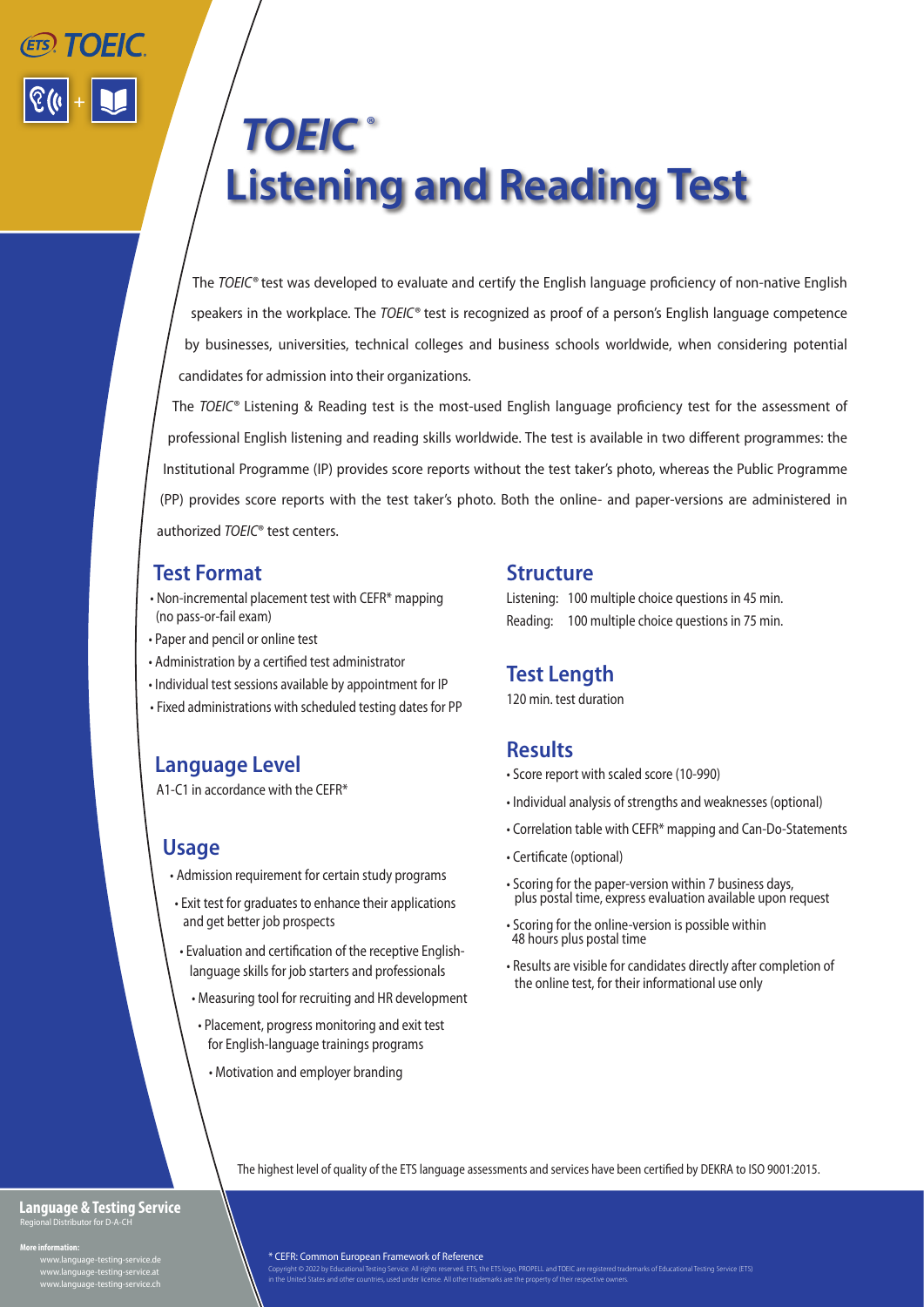ETS TOEIC

# *TOEIC*® Listening and Reading Test

The *TOEIC*® test was developed to evaluate and certify the English language proficiency of non-native English speakers in the workplace. The *TOEIC*® test is recognized as proof of a person's English language competence by businesses, universities, technical colleges and business schools worldwide, when considering potential candidates for admission into their organizations.

The *TOEIC*® Listening & Reading test is the most-used English language proficiency test for the assessment of professional English listening and reading skills worldwide. The test is available in two different programmes: the Institutional Programme (IP) provides score reports without the test taker's photo, whereas the Public Programme (PP) provides score reports with the test taker's photo. Both the online- and paper-versions are administered in authorized *TOEIC*® test centers.

## Test Format

- Non-incremental placement test with CEFR* mapping (no pass-or-fail exam)
- Paper and pencil or online test
- Administration by a certified test administrator
- Individual test sessions available by appointment for IP
- Fixed administrations with scheduled testing dates for PP

## Language Level

A1-C1 in accordance with the CEFR*

## Usage

- Admission requirement for certain study programs
- Exit test for graduates to enhance their applications and get better job prospects
- Evaluation and certification of the receptive English-language skills for job starters and professionals
- Measuring tool for recruiting and HR development
- Placement, progress monitoring and exit test for English-language trainings programs
- Motivation and employer branding

## Structure

Listening: 100 multiple choice questions in 45 min.
Reading: 100 multiple choice questions in 75 min.

## Test Length

120 min. test duration

## Results

- Score report with scaled score (10-990)
- Individual analysis of strengths and weaknesses (optional)
- Correlation table with CEFR* mapping and Can-Do-Statements
- Certificate (optional)
- Scoring for the paper-version within 7 business days, plus postal time, express evaluation available upon request
- Scoring for the online-version is possible within 48 hours plus postal time
- Results are visible for candidates directly after completion of the online test, for their informational use only

The highest level of quality of the ETS language assessments and services have been certified by DEKRA to ISO 9001:2015.

**Language & Testing Service**
Regional Distributor for D-A-CH

**More information:**
www.language-testing-service.de
www.language-testing-service.at
www.language-testing-service.ch

\* CEFR: Common European Framework of Reference

Copyright © 2022 by Educational Testing Service. All rights reserved. ETS, the ETS logo, PROPELL and TOEIC are registered trademarks of Educational Testing Service (ETS) in the United States and other countries, used under license. All other trademarks are the property of their respective owners.